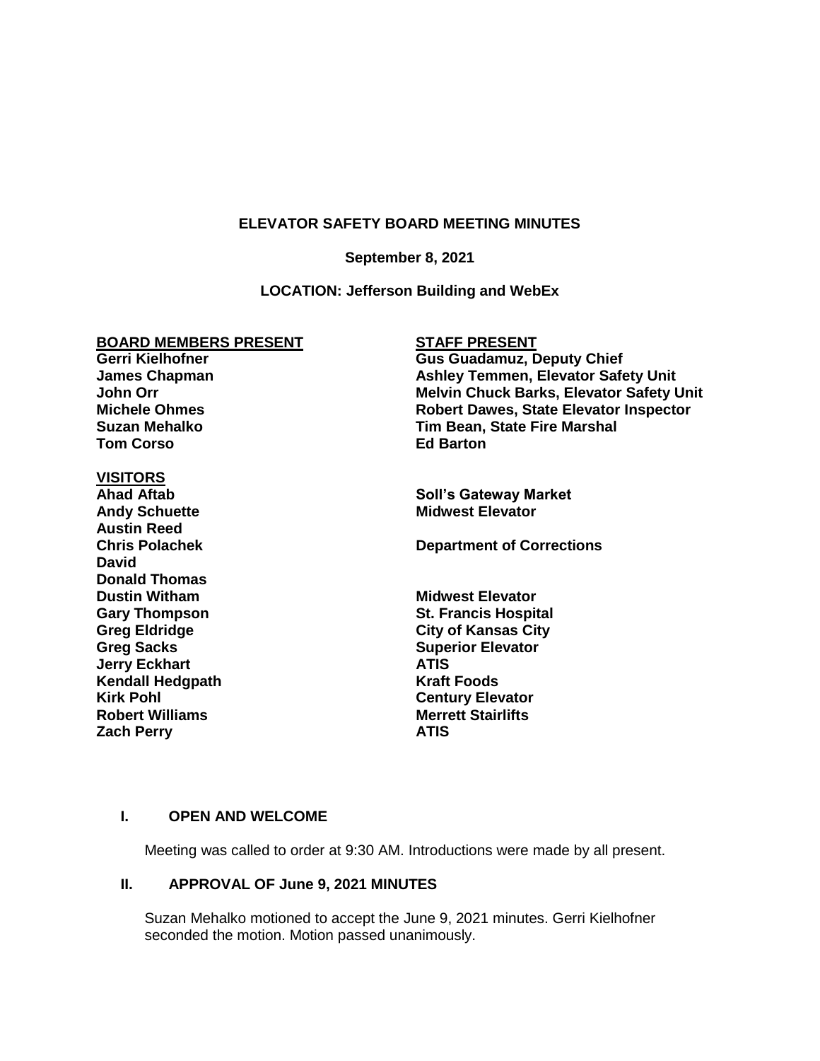# ELEVATOR SAFETY BOARD MEETING MINUTES

**September 8, 2021**

**LOCATION: Jefferson Building and WebEx**

| BOARD MEMBERS PRESENT | STAFF PRESENT |
|---|---|
| Gerri Kielhofner | Gus Guadamuz, Deputy Chief |
| James Chapman | Ashley Temmen, Elevator Safety Unit |
| John Orr | Melvin Chuck Barks, Elevator Safety Unit |
| Michele Ohmes | Robert Dawes, State Elevator Inspector |
| Suzan Mehalko | Tim Bean, State Fire Marshal |
| Tom Corso | Ed Barton |

| VISITORS | |
|---|---|
| Ahad Aftab | Soll's Gateway Market |
| Andy Schuette | Midwest Elevator |
| Austin Reed | |
| Chris Polachek | Department of Corrections |
| David | |
| Donald Thomas | |
| Dustin Witham | Midwest Elevator |
| Gary Thompson | St. Francis Hospital |
| Greg Eldridge | City of Kansas City |
| Greg Sacks | Superior Elevator |
| Jerry Eckhart | ATIS |
| Kendall Hedgpath | Kraft Foods |
| Kirk Pohl | Century Elevator |
| Robert Williams | Merrett Stairlifts |
| Zach Perry | ATIS |

## I. OPEN AND WELCOME

Meeting was called to order at 9:30 AM. Introductions were made by all present.

## II. APPROVAL OF June 9, 2021 MINUTES

Suzan Mehalko motioned to accept the June 9, 2021 minutes. Gerri Kielhofner seconded the motion. Motion passed unanimously.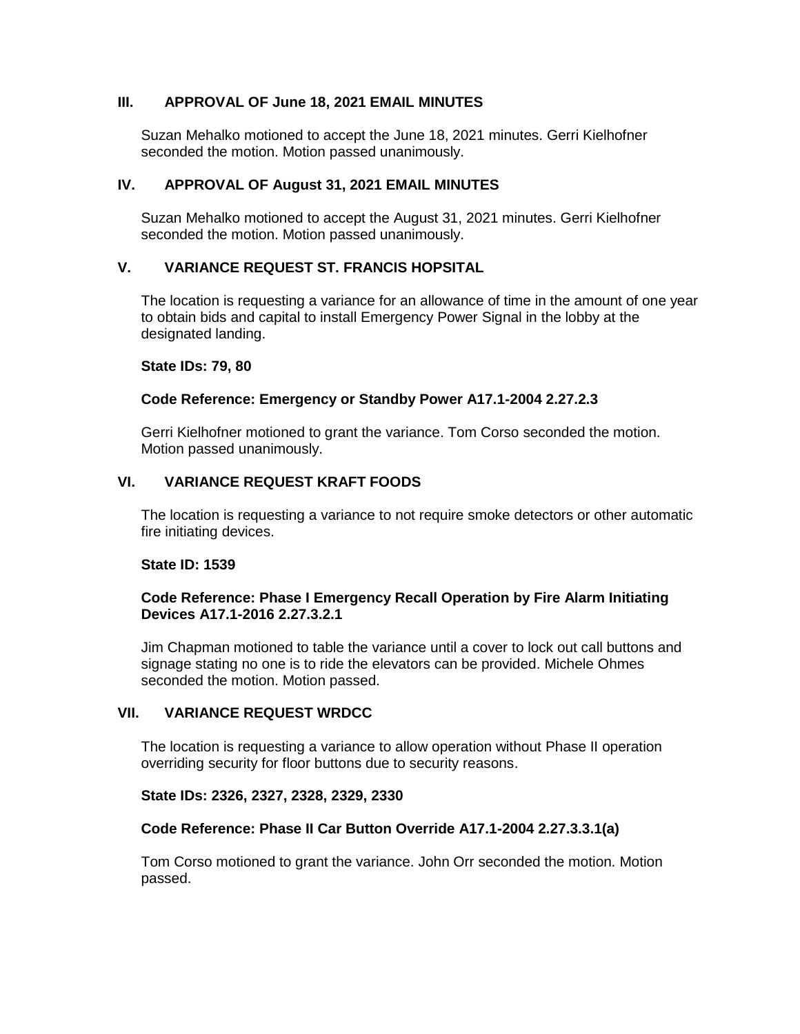## III. APPROVAL OF June 18, 2021 EMAIL MINUTES

Suzan Mehalko motioned to accept the June 18, 2021 minutes. Gerri Kielhofner seconded the motion. Motion passed unanimously.

## IV. APPROVAL OF August 31, 2021 EMAIL MINUTES

Suzan Mehalko motioned to accept the August 31, 2021 minutes. Gerri Kielhofner seconded the motion. Motion passed unanimously.

## V. VARIANCE REQUEST ST. FRANCIS HOPSITAL

The location is requesting a variance for an allowance of time in the amount of one year to obtain bids and capital to install Emergency Power Signal in the lobby at the designated landing.

**State IDs: 79, 80**

**Code Reference: Emergency or Standby Power A17.1-2004 2.27.2.3**

Gerri Kielhofner motioned to grant the variance. Tom Corso seconded the motion. Motion passed unanimously.

## VI. VARIANCE REQUEST KRAFT FOODS

The location is requesting a variance to not require smoke detectors or other automatic fire initiating devices.

**State ID: 1539**

**Code Reference: Phase I Emergency Recall Operation by Fire Alarm Initiating Devices A17.1-2016 2.27.3.2.1**

Jim Chapman motioned to table the variance until a cover to lock out call buttons and signage stating no one is to ride the elevators can be provided. Michele Ohmes seconded the motion. Motion passed.

## VII. VARIANCE REQUEST WRDCC

The location is requesting a variance to allow operation without Phase II operation overriding security for floor buttons due to security reasons.

**State IDs: 2326, 2327, 2328, 2329, 2330**

**Code Reference: Phase II Car Button Override A17.1-2004 2.27.3.3.1(a)**

Tom Corso motioned to grant the variance. John Orr seconded the motion. Motion passed.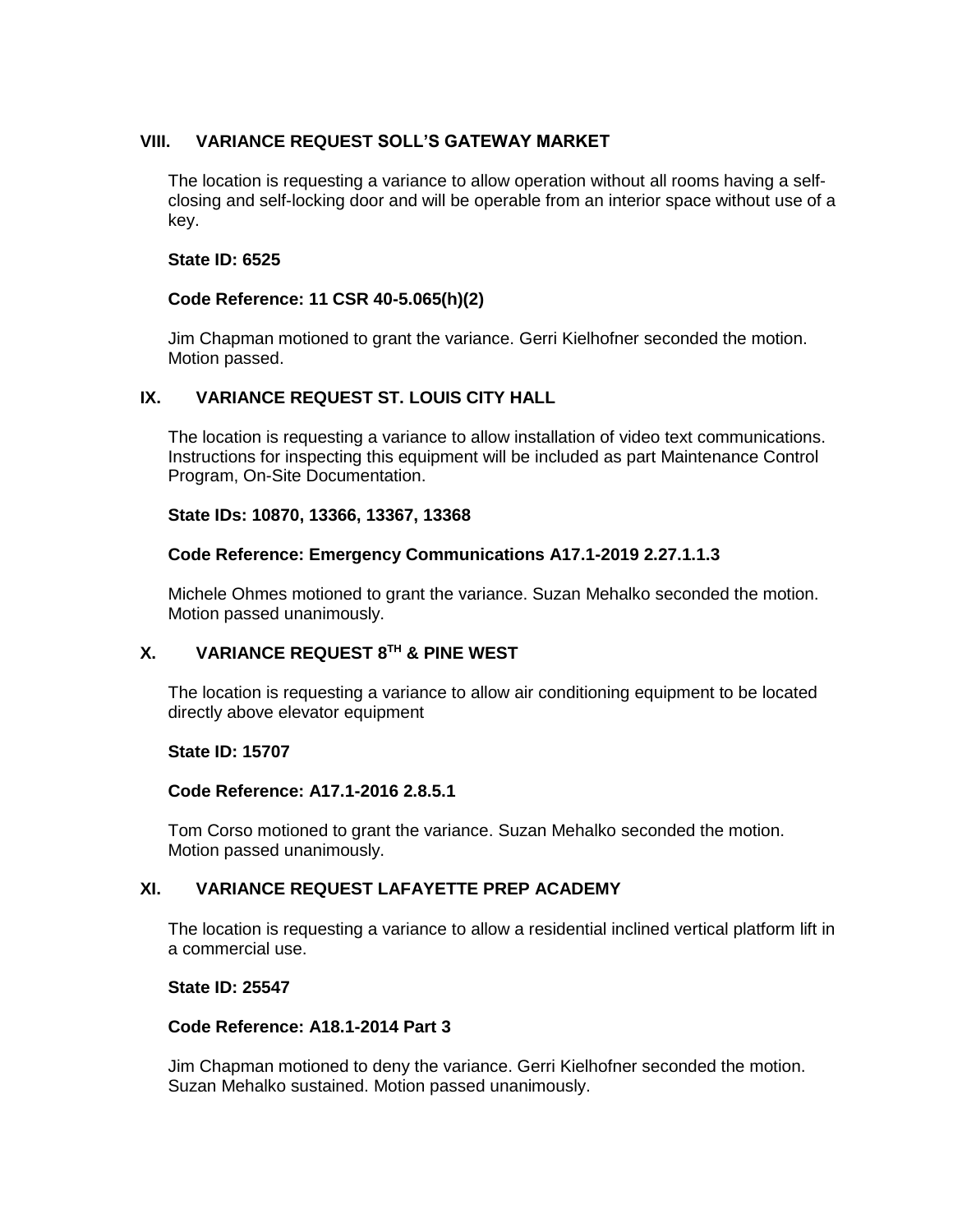## VIII. VARIANCE REQUEST SOLL'S GATEWAY MARKET

The location is requesting a variance to allow operation without all rooms having a self-closing and self-locking door and will be operable from an interior space without use of a key.

**State ID: 6525**

**Code Reference: 11 CSR 40-5.065(h)(2)**

Jim Chapman motioned to grant the variance. Gerri Kielhofner seconded the motion. Motion passed.

## IX. VARIANCE REQUEST ST. LOUIS CITY HALL

The location is requesting a variance to allow installation of video text communications. Instructions for inspecting this equipment will be included as part Maintenance Control Program, On-Site Documentation.

**State IDs: 10870, 13366, 13367, 13368**

**Code Reference: Emergency Communications A17.1-2019 2.27.1.1.3**

Michele Ohmes motioned to grant the variance. Suzan Mehalko seconded the motion. Motion passed unanimously.

## X. VARIANCE REQUEST 8TH & PINE WEST

The location is requesting a variance to allow air conditioning equipment to be located directly above elevator equipment

**State ID: 15707**

**Code Reference: A17.1-2016 2.8.5.1**

Tom Corso motioned to grant the variance. Suzan Mehalko seconded the motion. Motion passed unanimously.

## XI. VARIANCE REQUEST LAFAYETTE PREP ACADEMY

The location is requesting a variance to allow a residential inclined vertical platform lift in a commercial use.

**State ID: 25547**

**Code Reference: A18.1-2014 Part 3**

Jim Chapman motioned to deny the variance. Gerri Kielhofner seconded the motion. Suzan Mehalko sustained. Motion passed unanimously.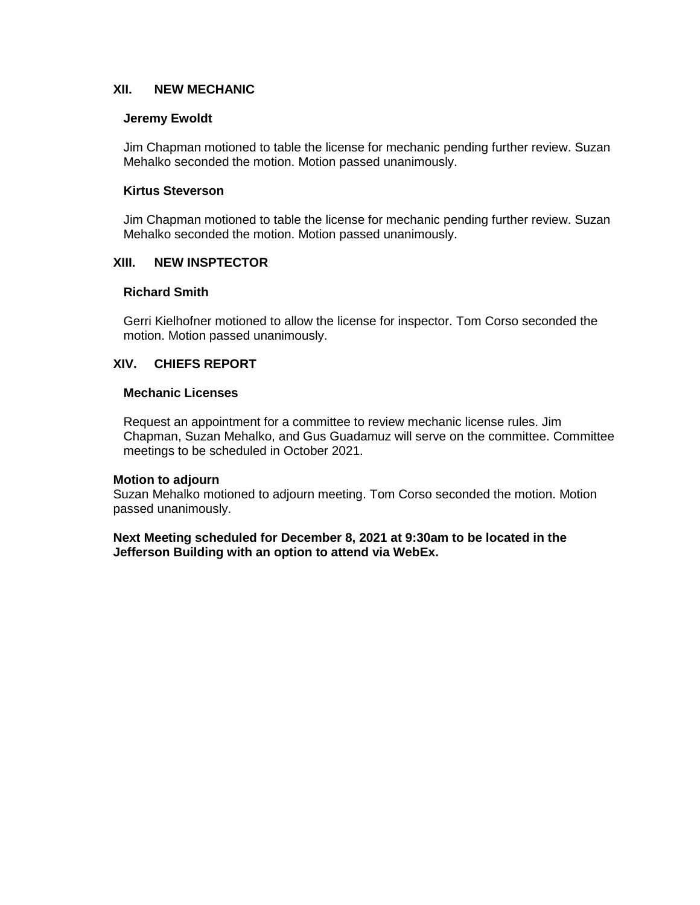## XII. NEW MECHANIC

### Jeremy Ewoldt

Jim Chapman motioned to table the license for mechanic pending further review. Suzan Mehalko seconded the motion. Motion passed unanimously.

### Kirtus Steverson

Jim Chapman motioned to table the license for mechanic pending further review. Suzan Mehalko seconded the motion. Motion passed unanimously.

## XIII. NEW INSPTECTOR

### Richard Smith

Gerri Kielhofner motioned to allow the license for inspector. Tom Corso seconded the motion. Motion passed unanimously.

## XIV. CHIEFS REPORT

### Mechanic Licenses

Request an appointment for a committee to review mechanic license rules. Jim Chapman, Suzan Mehalko, and Gus Guadamuz will serve on the committee. Committee meetings to be scheduled in October 2021.

**Motion to adjourn**

Suzan Mehalko motioned to adjourn meeting. Tom Corso seconded the motion. Motion passed unanimously.

**Next Meeting scheduled for December 8, 2021 at 9:30am to be located in the Jefferson Building with an option to attend via WebEx.**